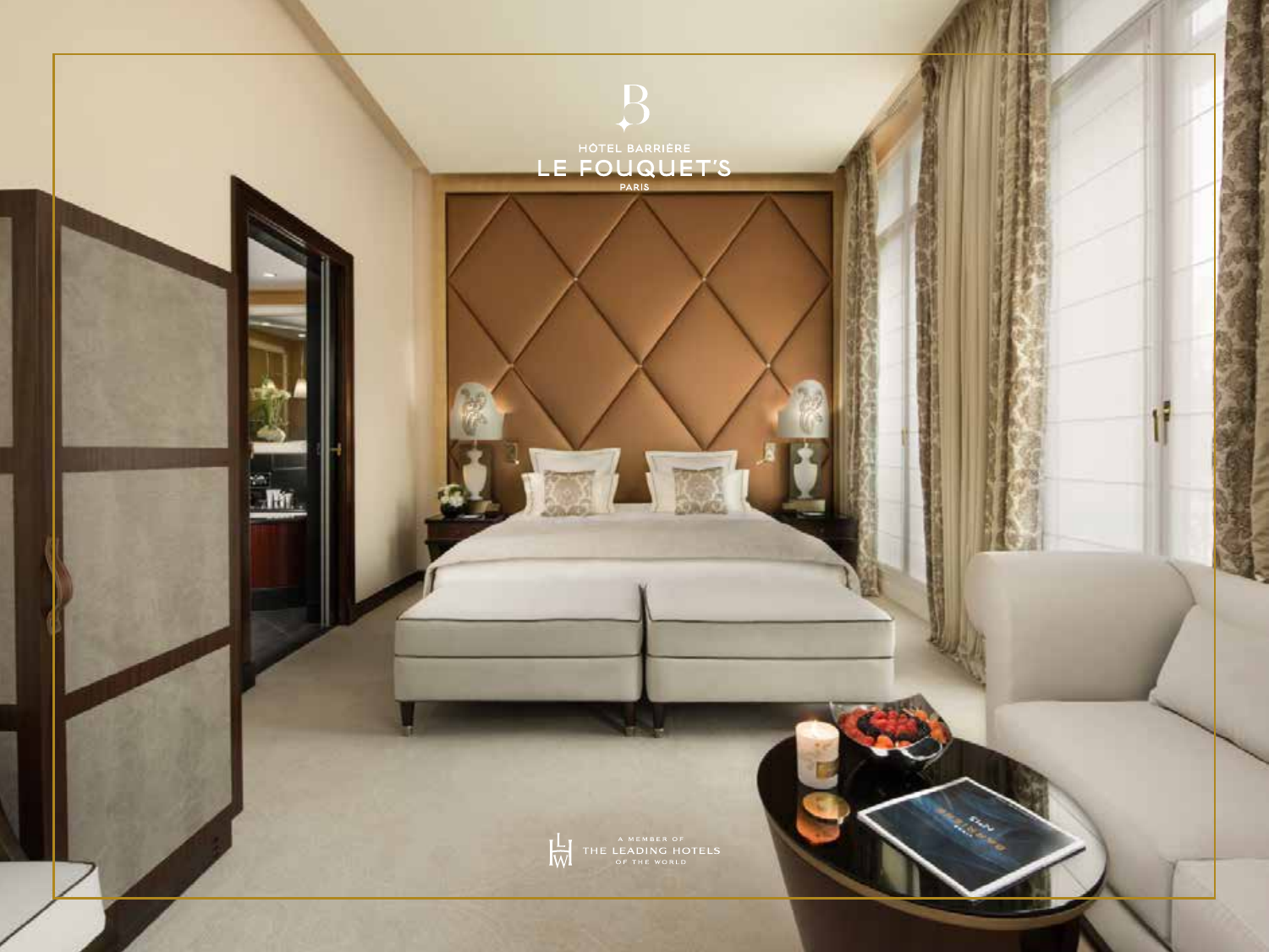HÔTEL BARRIÈRE

# LE FOUQUET'S

PARIS

A MEMBER OF
THE LEADING HOTELS
OF THE WORLD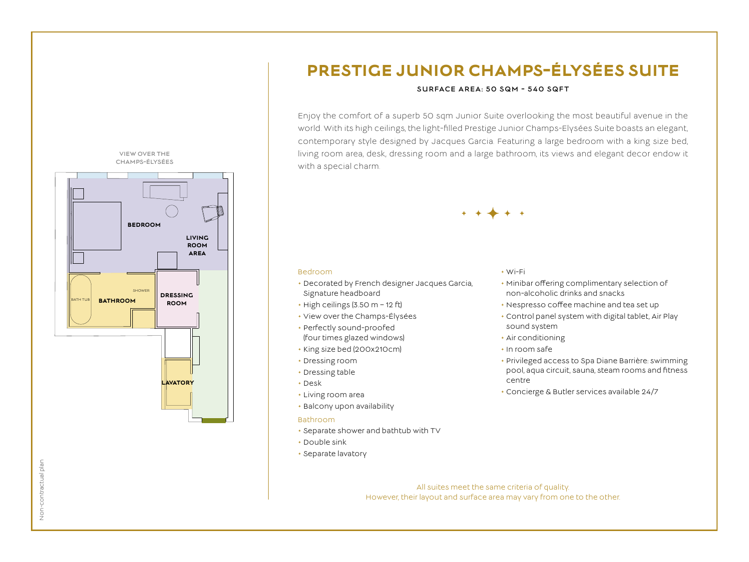VIEW OVER THE CHAMPS-ÉLYSÉES

BEDROOM

LIVING ROOM AREA

BATH TUB

SHOWER

BATHROOM

DRESSING ROOM

LAVATORY

Non-contractual plan

# PRESTIGE JUNIOR CHAMPS-ÉLYSÉES SUITE

**SURFACE AREA: 50 SQM - 540 SQFT**

Enjoy the comfort of a superb 50 sqm Junior Suite overlooking the most beautiful avenue in the world. With its high ceilings, the light-filled Prestige Junior Champs-Elysées Suite boasts an elegant, contemporary style designed by Jacques Garcia. Featuring a large bedroom with a king size bed, living room area, desk, dressing room and a large bathroom, its views and elegant decor endow it with a special charm.

### Bedroom

- Decorated by French designer Jacques Garcia, Signature headboard
- High ceilings (3.50 m – 12 ft)
- View over the Champs-Élysées
- Perfectly sound-proofed (four times glazed windows)
- King size bed (200x210cm)
- Dressing room
- Dressing table
- Desk
- Living room area
- Balcony upon availability

### Bathroom

- Separate shower and bathtub with TV
- Double sink
- Separate lavatory

- Wi-Fi
- Minibar offering complimentary selection of non-alcoholic drinks and snacks
- Nespresso coffee machine and tea set up
- Control panel system with digital tablet, Air Play sound system
- Air conditioning
- In room safe
- Privileged access to Spa Diane Barrière: swimming pool, aqua circuit, sauna, steam rooms and fitness centre
- Concierge & Butler services available 24/7

All suites meet the same criteria of quality.
However, their layout and surface area may vary from one to the other.